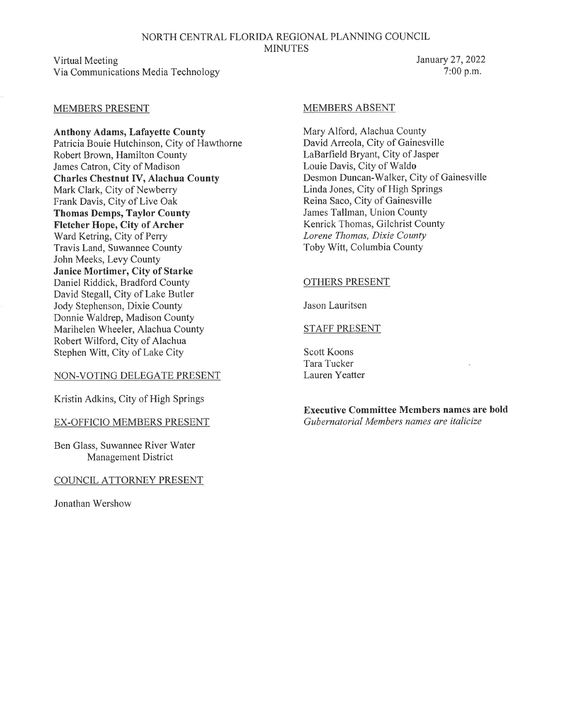# NORTH CENTRAL FLORIDA REGIONAL PLANNING COUNCIL
## MINUTES

Virtual Meeting
Via Communications Media Technology

January 27, 2022
7:00 p.m.

MEMBERS PRESENT

**Anthony Adams, Lafayette County**
Patricia Bouie Hutchinson, City of Hawthorne
Robert Brown, Hamilton County
James Catron, City of Madison
**Charles Chestnut IV, Alachua County**
Mark Clark, City of Newberry
Frank Davis, City of Live Oak
**Thomas Demps, Taylor County**
**Fletcher Hope, City of Archer**
Ward Ketring, City of Perry
Travis Land, Suwannee County
John Meeks, Levy County
**Janice Mortimer, City of Starke**
Daniel Riddick, Bradford County
David Stegall, City of Lake Butler
Jody Stephenson, Dixie County
Donnie Waldrep, Madison County
Marihelen Wheeler, Alachua County
Robert Wilford, City of Alachua
Stephen Witt, City of Lake City

NON-VOTING DELEGATE PRESENT

Kristin Adkins, City of High Springs

EX-OFFICIO MEMBERS PRESENT

Ben Glass, Suwannee River Water Management District

COUNCIL ATTORNEY PRESENT

Jonathan Wershow

MEMBERS ABSENT

Mary Alford, Alachua County
David Arreola, City of Gainesville
LaBarfield Bryant, City of Jasper
Louie Davis, City of Waldo
Desmon Duncan-Walker, City of Gainesville
Linda Jones, City of High Springs
Reina Saco, City of Gainesville
James Tallman, Union County
Kenrick Thomas, Gilchrist County
*Lorene Thomas, Dixie County*
Toby Witt, Columbia County

OTHERS PRESENT

Jason Lauritsen

STAFF PRESENT

Scott Koons
Tara Tucker
Lauren Yeatter

**Executive Committee Members names are bold**
*Gubernatorial Members names are italicize*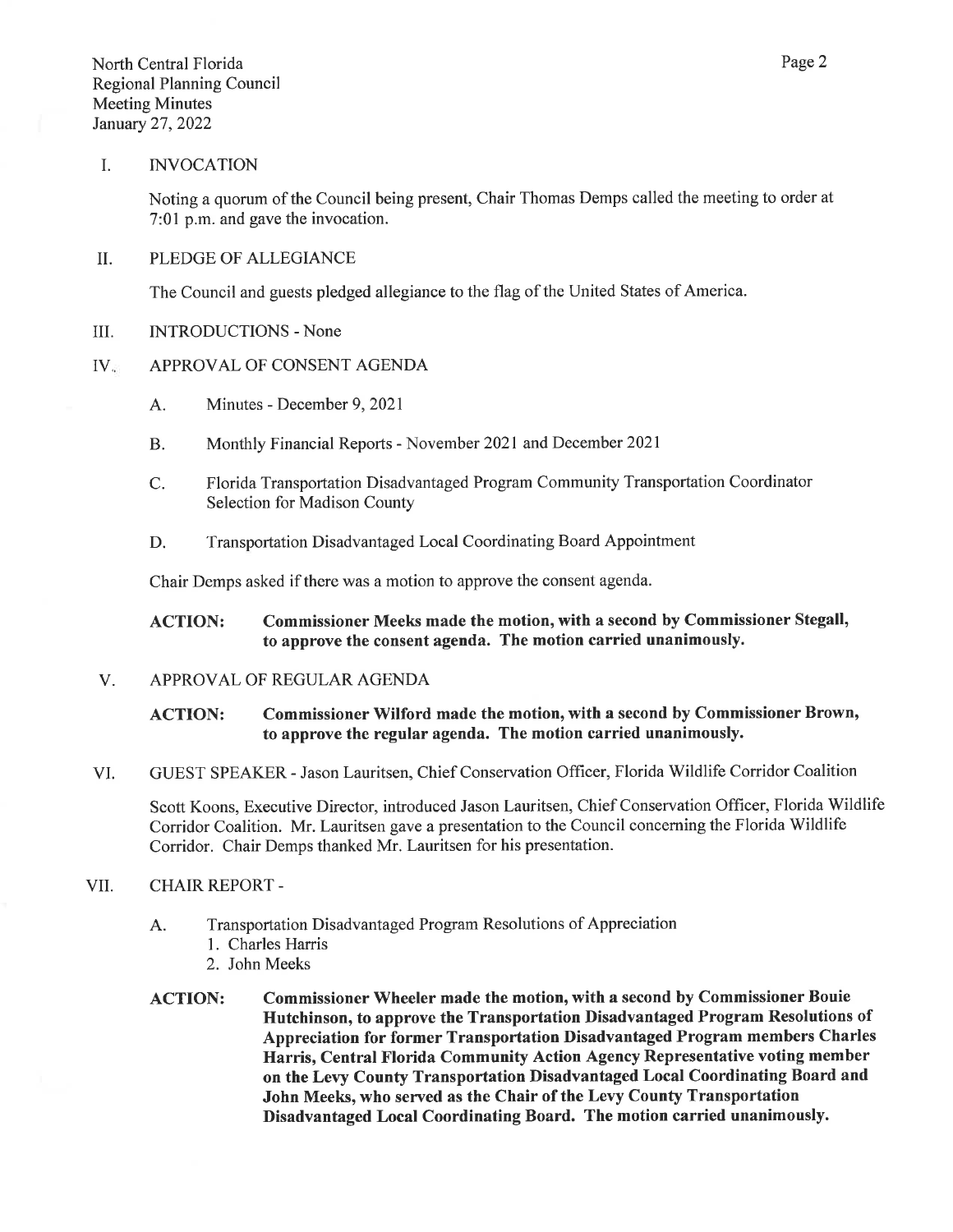## I. INVOCATION

Noting a quorum of the Council being present, Chair Thomas Demps called the meeting to order at 7:01 p.m. and gave the invocation.

## II. PLEDGE OF ALLEGIANCE

The Council and guests pledged allegiance to the flag of the United States of America.

## III. INTRODUCTIONS - None

## IV. APPROVAL OF CONSENT AGENDA

A. Minutes - December 9, 2021

B. Monthly Financial Reports - November 2021 and December 2021

C. Florida Transportation Disadvantaged Program Community Transportation Coordinator Selection for Madison County

D. Transportation Disadvantaged Local Coordinating Board Appointment

Chair Demps asked if there was a motion to approve the consent agenda.

**ACTION: Commissioner Meeks made the motion, with a second by Commissioner Stegall, to approve the consent agenda. The motion carried unanimously.**

## V. APPROVAL OF REGULAR AGENDA

**ACTION: Commissioner Wilford made the motion, with a second by Commissioner Brown, to approve the regular agenda. The motion carried unanimously.**

## VI. GUEST SPEAKER - Jason Lauritsen, Chief Conservation Officer, Florida Wildlife Corridor Coalition

Scott Koons, Executive Director, introduced Jason Lauritsen, Chief Conservation Officer, Florida Wildlife Corridor Coalition. Mr. Lauritsen gave a presentation to the Council concerning the Florida Wildlife Corridor. Chair Demps thanked Mr. Lauritsen for his presentation.

## VII. CHAIR REPORT -

A. Transportation Disadvantaged Program Resolutions of Appreciation
   1. Charles Harris
   2. John Meeks

**ACTION: Commissioner Wheeler made the motion, with a second by Commissioner Bouie Hutchinson, to approve the Transportation Disadvantaged Program Resolutions of Appreciation for former Transportation Disadvantaged Program members Charles Harris, Central Florida Community Action Agency Representative voting member on the Levy County Transportation Disadvantaged Local Coordinating Board and John Meeks, who served as the Chair of the Levy County Transportation Disadvantaged Local Coordinating Board. The motion carried unanimously.**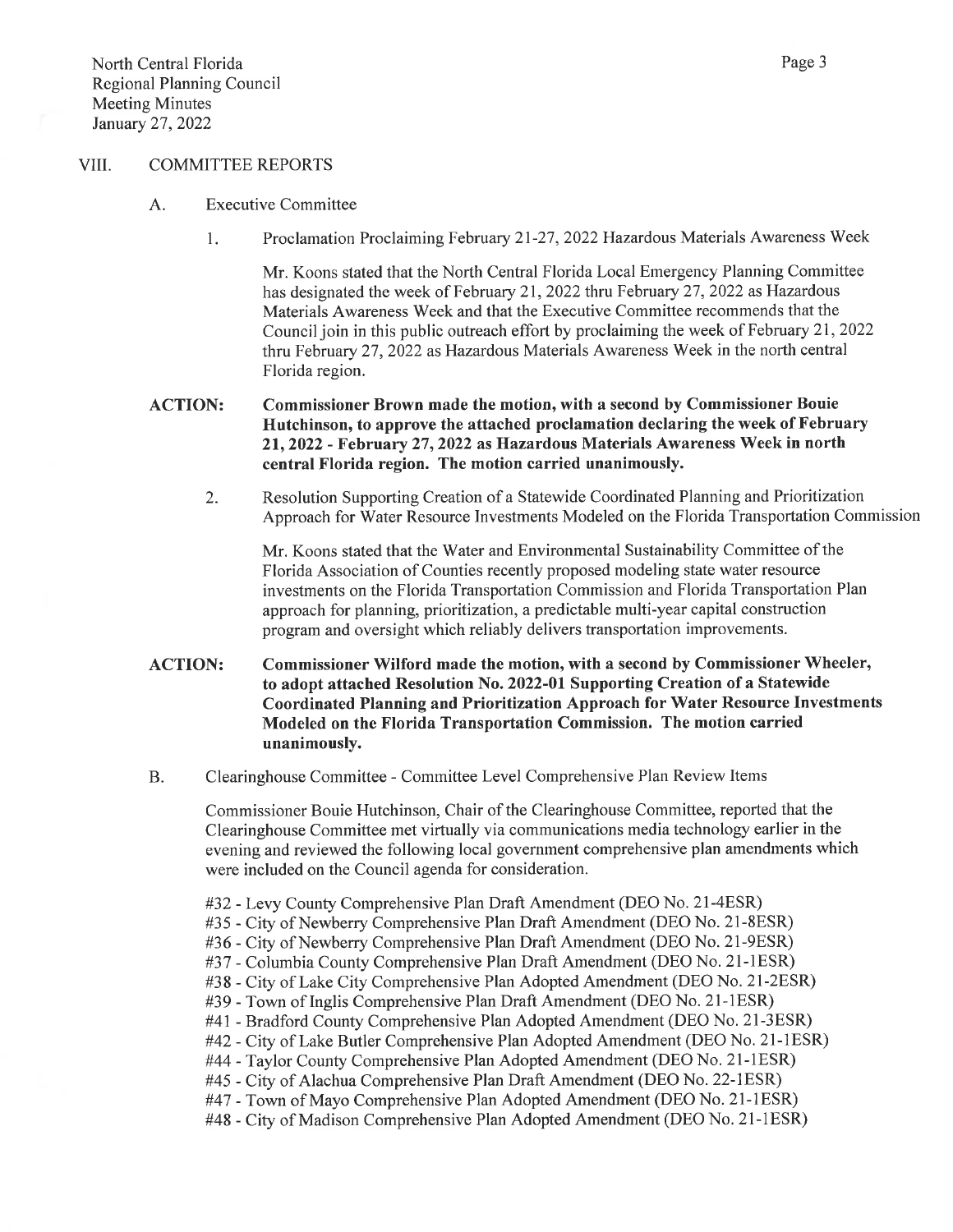## VIII. COMMITTEE REPORTS

### A. Executive Committee

1. Proclamation Proclaiming February 21-27, 2022 Hazardous Materials Awareness Week

   Mr. Koons stated that the North Central Florida Local Emergency Planning Committee has designated the week of February 21, 2022 thru February 27, 2022 as Hazardous Materials Awareness Week and that the Executive Committee recommends that the Council join in this public outreach effort by proclaiming the week of February 21, 2022 thru February 27, 2022 as Hazardous Materials Awareness Week in the north central Florida region.

**ACTION: Commissioner Brown made the motion, with a second by Commissioner Bouie Hutchinson, to approve the attached proclamation declaring the week of February 21, 2022 - February 27, 2022 as Hazardous Materials Awareness Week in north central Florida region. The motion carried unanimously.**

2. Resolution Supporting Creation of a Statewide Coordinated Planning and Prioritization Approach for Water Resource Investments Modeled on the Florida Transportation Commission

   Mr. Koons stated that the Water and Environmental Sustainability Committee of the Florida Association of Counties recently proposed modeling state water resource investments on the Florida Transportation Commission and Florida Transportation Plan approach for planning, prioritization, a predictable multi-year capital construction program and oversight which reliably delivers transportation improvements.

**ACTION: Commissioner Wilford made the motion, with a second by Commissioner Wheeler, to adopt attached Resolution No. 2022-01 Supporting Creation of a Statewide Coordinated Planning and Prioritization Approach for Water Resource Investments Modeled on the Florida Transportation Commission. The motion carried unanimously.**

### B. Clearinghouse Committee - Committee Level Comprehensive Plan Review Items

Commissioner Bouie Hutchinson, Chair of the Clearinghouse Committee, reported that the Clearinghouse Committee met virtually via communications media technology earlier in the evening and reviewed the following local government comprehensive plan amendments which were included on the Council agenda for consideration.

#32 - Levy County Comprehensive Plan Draft Amendment (DEO No. 21-4ESR)
#35 - City of Newberry Comprehensive Plan Draft Amendment (DEO No. 21-8ESR)
#36 - City of Newberry Comprehensive Plan Draft Amendment (DEO No. 21-9ESR)
#37 - Columbia County Comprehensive Plan Draft Amendment (DEO No. 21-1ESR)
#38 - City of Lake City Comprehensive Plan Adopted Amendment (DEO No. 21-2ESR)
#39 - Town of Inglis Comprehensive Plan Draft Amendment (DEO No. 21-1ESR)
#41 - Bradford County Comprehensive Plan Adopted Amendment (DEO No. 21-3ESR)
#42 - City of Lake Butler Comprehensive Plan Adopted Amendment (DEO No. 21-1ESR)
#44 - Taylor County Comprehensive Plan Adopted Amendment (DEO No. 21-1ESR)
#45 - City of Alachua Comprehensive Plan Draft Amendment (DEO No. 22-1ESR)
#47 - Town of Mayo Comprehensive Plan Adopted Amendment (DEO No. 21-1ESR)
#48 - City of Madison Comprehensive Plan Adopted Amendment (DEO No. 21-1ESR)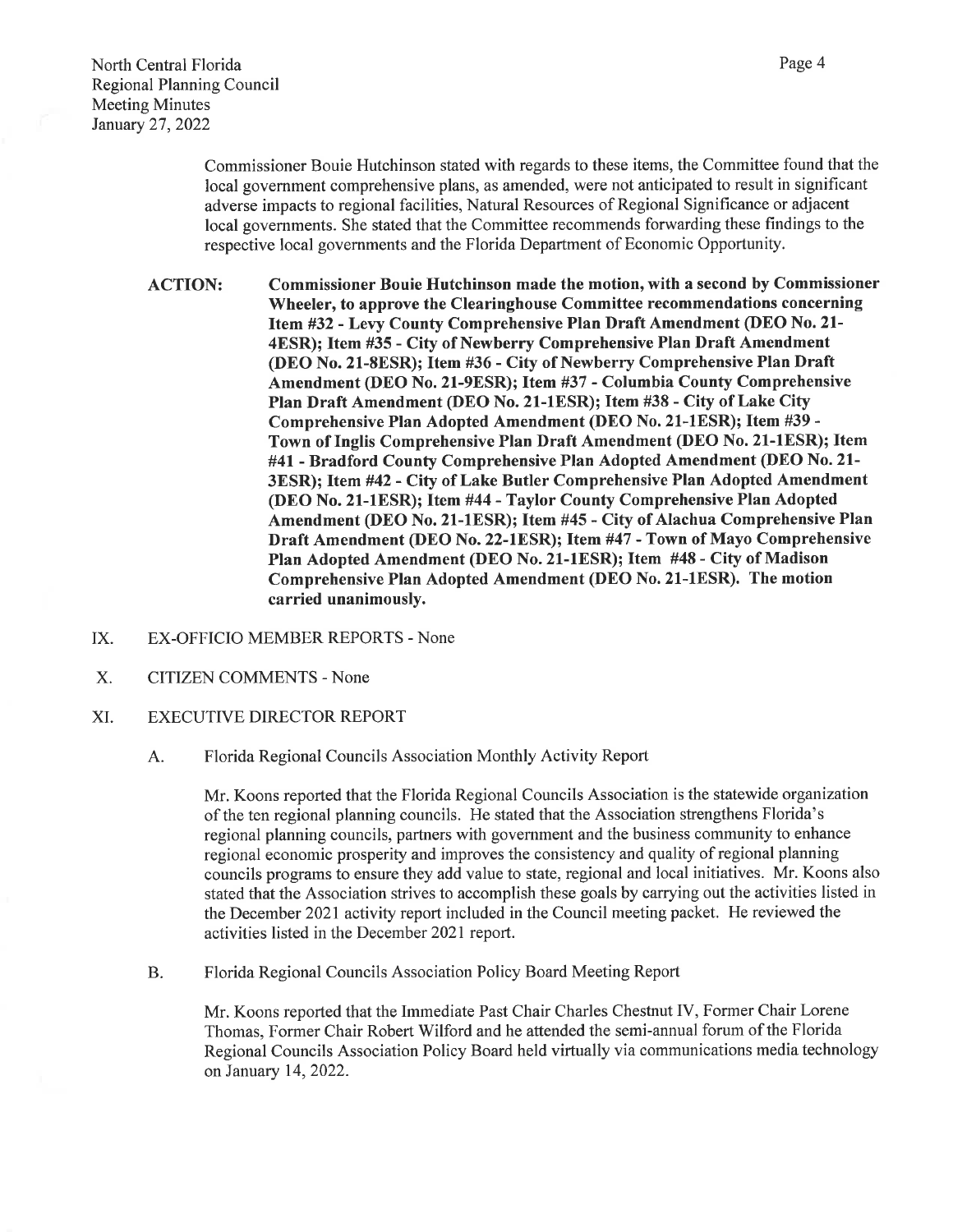Commissioner Bouie Hutchinson stated with regards to these items, the Committee found that the local government comprehensive plans, as amended, were not anticipated to result in significant adverse impacts to regional facilities, Natural Resources of Regional Significance or adjacent local governments. She stated that the Committee recommends forwarding these findings to the respective local governments and the Florida Department of Economic Opportunity.

**ACTION: Commissioner Bouie Hutchinson made the motion, with a second by Commissioner Wheeler, to approve the Clearinghouse Committee recommendations concerning Item #32 - Levy County Comprehensive Plan Draft Amendment (DEO No. 21-4ESR); Item #35 - City of Newberry Comprehensive Plan Draft Amendment (DEO No. 21-8ESR); Item #36 - City of Newberry Comprehensive Plan Draft Amendment (DEO No. 21-9ESR); Item #37 - Columbia County Comprehensive Plan Draft Amendment (DEO No. 21-1ESR); Item #38 - City of Lake City Comprehensive Plan Adopted Amendment (DEO No. 21-1ESR); Item #39 - Town of Inglis Comprehensive Plan Draft Amendment (DEO No. 21-1ESR); Item #41 - Bradford County Comprehensive Plan Adopted Amendment (DEO No. 21-3ESR); Item #42 - City of Lake Butler Comprehensive Plan Adopted Amendment (DEO No. 21-1ESR); Item #44 - Taylor County Comprehensive Plan Adopted Amendment (DEO No. 21-1ESR); Item #45 - City of Alachua Comprehensive Plan Draft Amendment (DEO No. 22-1ESR); Item #47 - Town of Mayo Comprehensive Plan Adopted Amendment (DEO No. 21-1ESR); Item #48 - City of Madison Comprehensive Plan Adopted Amendment (DEO No. 21-1ESR). The motion carried unanimously.**

IX. EX-OFFICIO MEMBER REPORTS - None

X. CITIZEN COMMENTS - None

XI. EXECUTIVE DIRECTOR REPORT

A. Florida Regional Councils Association Monthly Activity Report

Mr. Koons reported that the Florida Regional Councils Association is the statewide organization of the ten regional planning councils. He stated that the Association strengthens Florida's regional planning councils, partners with government and the business community to enhance regional economic prosperity and improves the consistency and quality of regional planning councils programs to ensure they add value to state, regional and local initiatives. Mr. Koons also stated that the Association strives to accomplish these goals by carrying out the activities listed in the December 2021 activity report included in the Council meeting packet. He reviewed the activities listed in the December 2021 report.

B. Florida Regional Councils Association Policy Board Meeting Report

Mr. Koons reported that the Immediate Past Chair Charles Chestnut IV, Former Chair Lorene Thomas, Former Chair Robert Wilford and he attended the semi-annual forum of the Florida Regional Councils Association Policy Board held virtually via communications media technology on January 14, 2022.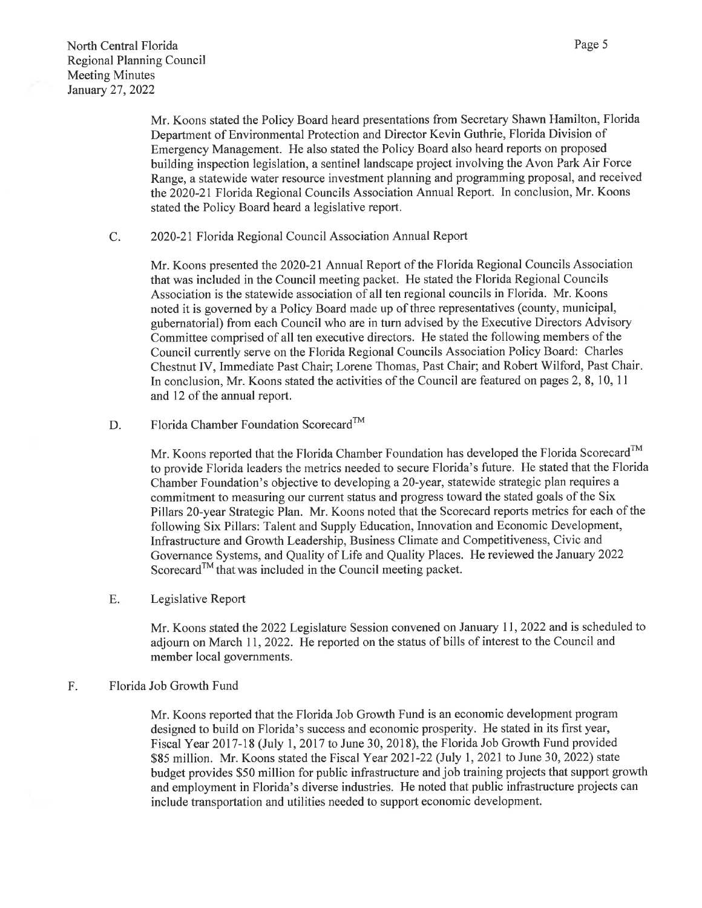Mr. Koons stated the Policy Board heard presentations from Secretary Shawn Hamilton, Florida Department of Environmental Protection and Director Kevin Guthrie, Florida Division of Emergency Management. He also stated the Policy Board also heard reports on proposed building inspection legislation, a sentinel landscape project involving the Avon Park Air Force Range, a statewide water resource investment planning and programming proposal, and received the 2020-21 Florida Regional Councils Association Annual Report. In conclusion, Mr. Koons stated the Policy Board heard a legislative report.

C. 2020-21 Florida Regional Council Association Annual Report

Mr. Koons presented the 2020-21 Annual Report of the Florida Regional Councils Association that was included in the Council meeting packet. He stated the Florida Regional Councils Association is the statewide association of all ten regional councils in Florida. Mr. Koons noted it is governed by a Policy Board made up of three representatives (county, municipal, gubernatorial) from each Council who are in turn advised by the Executive Directors Advisory Committee comprised of all ten executive directors. He stated the following members of the Council currently serve on the Florida Regional Councils Association Policy Board: Charles Chestnut IV, Immediate Past Chair; Lorene Thomas, Past Chair; and Robert Wilford, Past Chair. In conclusion, Mr. Koons stated the activities of the Council are featured on pages 2, 8, 10, 11 and 12 of the annual report.

D. Florida Chamber Foundation Scorecard™

Mr. Koons reported that the Florida Chamber Foundation has developed the Florida Scorecard™ to provide Florida leaders the metrics needed to secure Florida's future. He stated that the Florida Chamber Foundation's objective to developing a 20-year, statewide strategic plan requires a commitment to measuring our current status and progress toward the stated goals of the Six Pillars 20-year Strategic Plan. Mr. Koons noted that the Scorecard reports metrics for each of the following Six Pillars: Talent and Supply Education, Innovation and Economic Development, Infrastructure and Growth Leadership, Business Climate and Competitiveness, Civic and Governance Systems, and Quality of Life and Quality Places. He reviewed the January 2022 Scorecard™ that was included in the Council meeting packet.

E. Legislative Report

Mr. Koons stated the 2022 Legislature Session convened on January 11, 2022 and is scheduled to adjourn on March 11, 2022. He reported on the status of bills of interest to the Council and member local governments.

F. Florida Job Growth Fund

Mr. Koons reported that the Florida Job Growth Fund is an economic development program designed to build on Florida's success and economic prosperity. He stated in its first year, Fiscal Year 2017-18 (July 1, 2017 to June 30, 2018), the Florida Job Growth Fund provided $85 million. Mr. Koons stated the Fiscal Year 2021-22 (July 1, 2021 to June 30, 2022) state budget provides $50 million for public infrastructure and job training projects that support growth and employment in Florida's diverse industries. He noted that public infrastructure projects can include transportation and utilities needed to support economic development.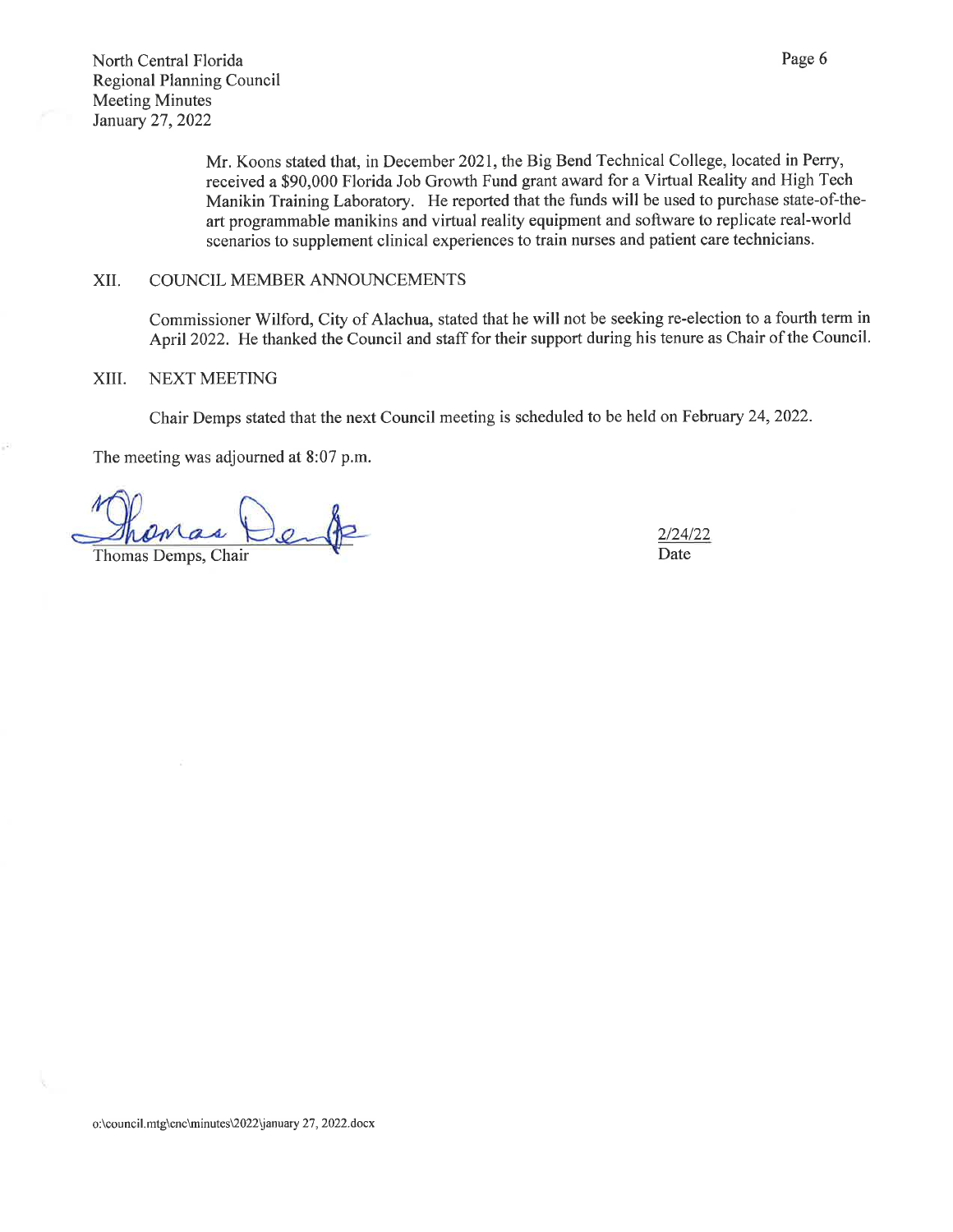Mr. Koons stated that, in December 2021, the Big Bend Technical College, located in Perry, received a $90,000 Florida Job Growth Fund grant award for a Virtual Reality and High Tech Manikin Training Laboratory. He reported that the funds will be used to purchase state-of-the-art programmable manikins and virtual reality equipment and software to replicate real-world scenarios to supplement clinical experiences to train nurses and patient care technicians.

## XII. COUNCIL MEMBER ANNOUNCEMENTS

Commissioner Wilford, City of Alachua, stated that he will not be seeking re-election to a fourth term in April 2022. He thanked the Council and staff for their support during his tenure as Chair of the Council.

## XIII. NEXT MEETING

Chair Demps stated that the next Council meeting is scheduled to be held on February 24, 2022.

The meeting was adjourned at 8:07 p.m.

Thomas Demps, Chair

2/24/22
Date

o:\council.mtg\cnc\minutes\2022\january 27, 2022.docx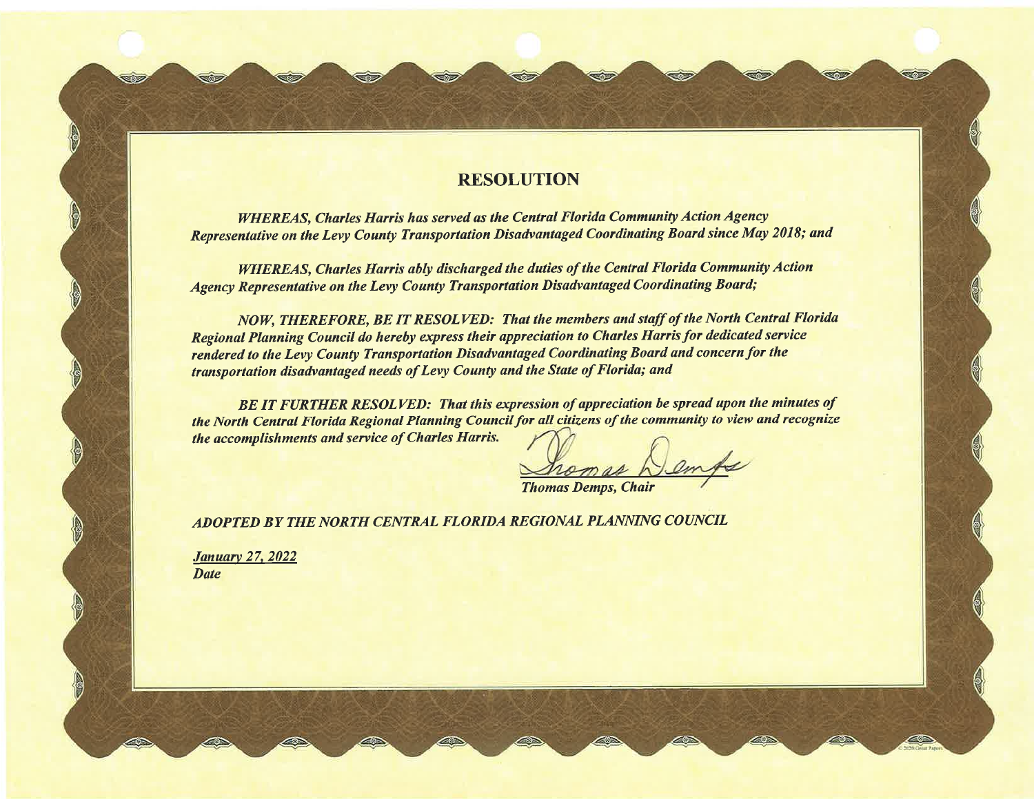# RESOLUTION

*WHEREAS, Charles Harris has served as the Central Florida Community Action Agency Representative on the Levy County Transportation Disadvantaged Coordinating Board since May 2018; and*

*WHEREAS, Charles Harris ably discharged the duties of the Central Florida Community Action Agency Representative on the Levy County Transportation Disadvantaged Coordinating Board;*

*NOW, THEREFORE, BE IT RESOLVED: That the members and staff of the North Central Florida Regional Planning Council do hereby express their appreciation to Charles Harris for dedicated service rendered to the Levy County Transportation Disadvantaged Coordinating Board and concern for the transportation disadvantaged needs of Levy County and the State of Florida; and*

*BE IT FURTHER RESOLVED: That this expression of appreciation be spread upon the minutes of the North Central Florida Regional Planning Council for all citizens of the community to view and recognize the accomplishments and service of Charles Harris.*

*Thomas Demps, Chair*

*ADOPTED BY THE NORTH CENTRAL FLORIDA REGIONAL PLANNING COUNCIL*

*January 27, 2022*
*Date*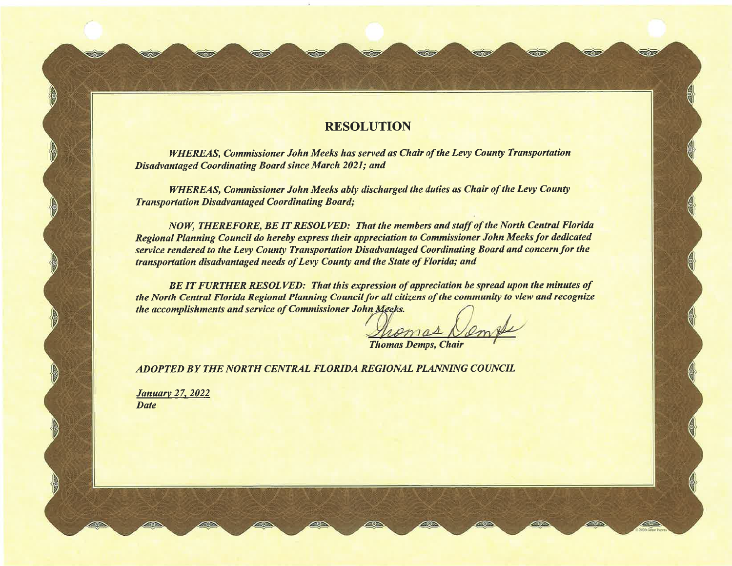# RESOLUTION

***WHEREAS, Commissioner John Meeks has served as Chair of the Levy County Transportation Disadvantaged Coordinating Board since March 2021; and***

***WHEREAS, Commissioner John Meeks ably discharged the duties as Chair of the Levy County Transportation Disadvantaged Coordinating Board;***

***NOW, THEREFORE, BE IT RESOLVED: That the members and staff of the North Central Florida Regional Planning Council do hereby express their appreciation to Commissioner John Meeks for dedicated service rendered to the Levy County Transportation Disadvantaged Coordinating Board and concern for the transportation disadvantaged needs of Levy County and the State of Florida; and***

***BE IT FURTHER RESOLVED: That this expression of appreciation be spread upon the minutes of the North Central Florida Regional Planning Council for all citizens of the community to view and recognize the accomplishments and service of Commissioner John Meeks.***

Thomas Demps

***Thomas Demps, Chair***

***ADOPTED BY THE NORTH CENTRAL FLORIDA REGIONAL PLANNING COUNCIL***

***January 27, 2022***
***Date***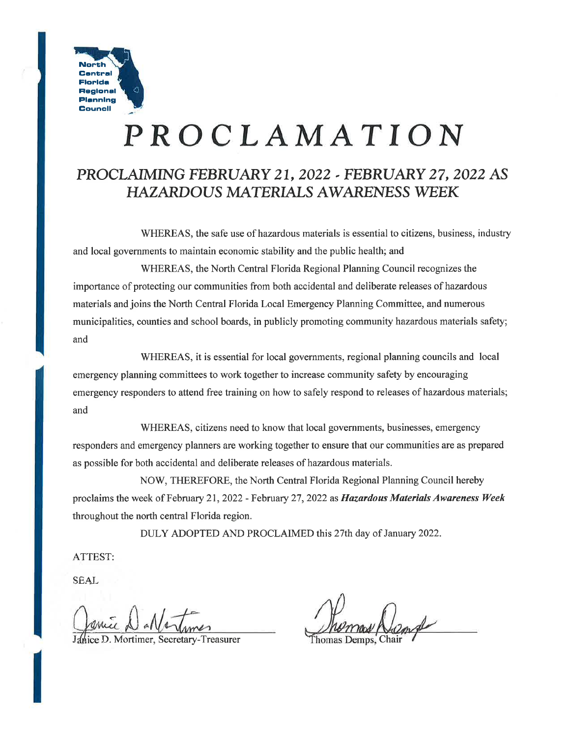North Central Florida Regional Planning Council

# PROCLAMATION

## *PROCLAIMING FEBRUARY 21, 2022 - FEBRUARY 27, 2022 AS HAZARDOUS MATERIALS AWARENESS WEEK*

WHEREAS, the safe use of hazardous materials is essential to citizens, business, industry and local governments to maintain economic stability and the public health; and

WHEREAS, the North Central Florida Regional Planning Council recognizes the importance of protecting our communities from both accidental and deliberate releases of hazardous materials and joins the North Central Florida Local Emergency Planning Committee, and numerous municipalities, counties and school boards, in publicly promoting community hazardous materials safety; and

WHEREAS, it is essential for local governments, regional planning councils and local emergency planning committees to work together to increase community safety by encouraging emergency responders to attend free training on how to safely respond to releases of hazardous materials; and

WHEREAS, citizens need to know that local governments, businesses, emergency responders and emergency planners are working together to ensure that our communities are as prepared as possible for both accidental and deliberate releases of hazardous materials.

NOW, THEREFORE, the North Central Florida Regional Planning Council hereby proclaims the week of February 21, 2022 - February 27, 2022 as ***Hazardous Materials Awareness Week*** throughout the north central Florida region.

DULY ADOPTED AND PROCLAIMED this 27th day of January 2022.

ATTEST:

SEAL

Janice D. Mortimer, Secretary-Treasurer

Thomas Demps, Chair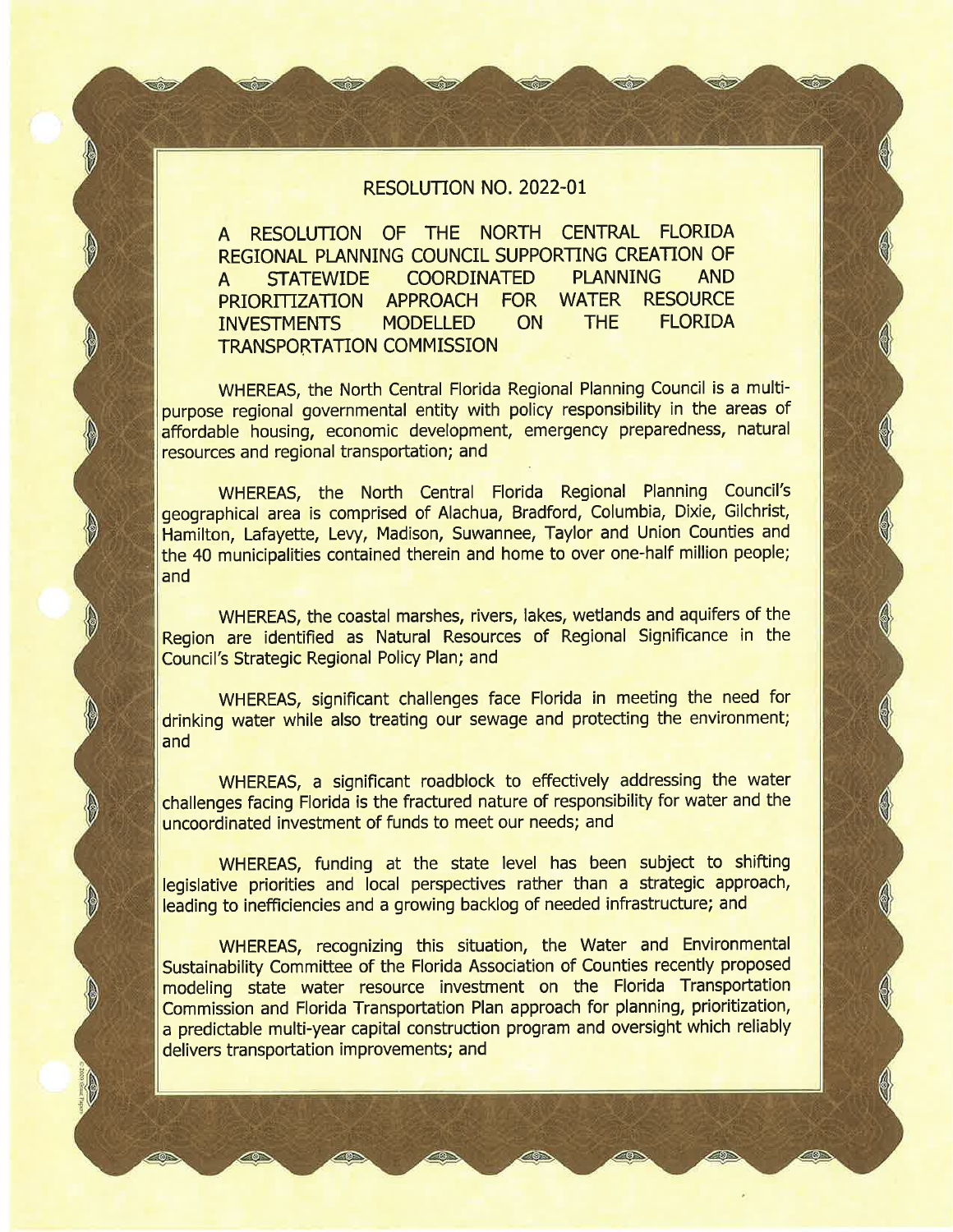# RESOLUTION NO. 2022-01

## A RESOLUTION OF THE NORTH CENTRAL FLORIDA REGIONAL PLANNING COUNCIL SUPPORTING CREATION OF A STATEWIDE COORDINATED PLANNING AND PRIORITIZATION APPROACH FOR WATER RESOURCE INVESTMENTS MODELLED ON THE FLORIDA TRANSPORTATION COMMISSION

WHEREAS, the North Central Florida Regional Planning Council is a multi-purpose regional governmental entity with policy responsibility in the areas of affordable housing, economic development, emergency preparedness, natural resources and regional transportation; and

WHEREAS, the North Central Florida Regional Planning Council's geographical area is comprised of Alachua, Bradford, Columbia, Dixie, Gilchrist, Hamilton, Lafayette, Levy, Madison, Suwannee, Taylor and Union Counties and the 40 municipalities contained therein and home to over one-half million people; and

WHEREAS, the coastal marshes, rivers, lakes, wetlands and aquifers of the Region are identified as Natural Resources of Regional Significance in the Council's Strategic Regional Policy Plan; and

WHEREAS, significant challenges face Florida in meeting the need for drinking water while also treating our sewage and protecting the environment; and

WHEREAS, a significant roadblock to effectively addressing the water challenges facing Florida is the fractured nature of responsibility for water and the uncoordinated investment of funds to meet our needs; and

WHEREAS, funding at the state level has been subject to shifting legislative priorities and local perspectives rather than a strategic approach, leading to inefficiencies and a growing backlog of needed infrastructure; and

WHEREAS, recognizing this situation, the Water and Environmental Sustainability Committee of the Florida Association of Counties recently proposed modeling state water resource investment on the Florida Transportation Commission and Florida Transportation Plan approach for planning, prioritization, a predictable multi-year capital construction program and oversight which reliably delivers transportation improvements; and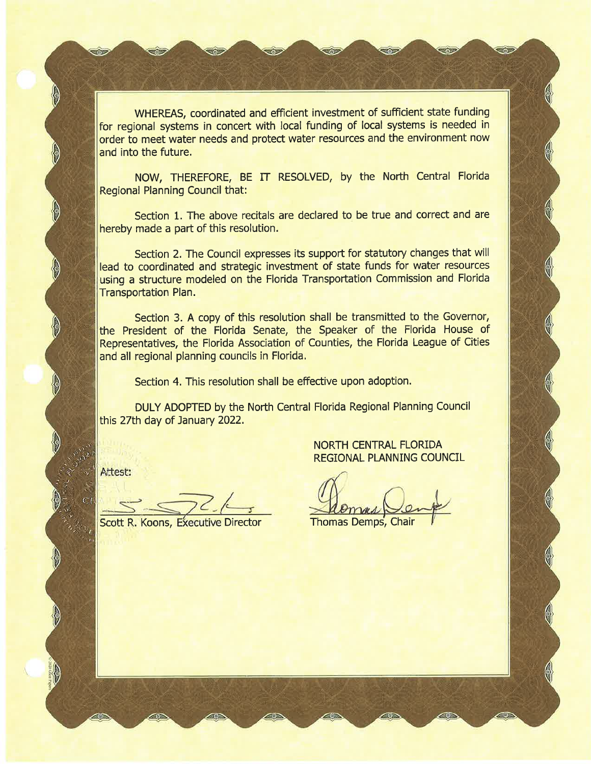WHEREAS, coordinated and efficient investment of sufficient state funding for regional systems in concert with local funding of local systems is needed in order to meet water needs and protect water resources and the environment now and into the future.

NOW, THEREFORE, BE IT RESOLVED, by the North Central Florida Regional Planning Council that:

Section 1. The above recitals are declared to be true and correct and are hereby made a part of this resolution.

Section 2. The Council expresses its support for statutory changes that will lead to coordinated and strategic investment of state funds for water resources using a structure modeled on the Florida Transportation Commission and Florida Transportation Plan.

Section 3. A copy of this resolution shall be transmitted to the Governor, the President of the Florida Senate, the Speaker of the Florida House of Representatives, the Florida Association of Counties, the Florida League of Cities and all regional planning councils in Florida.

Section 4. This resolution shall be effective upon adoption.

DULY ADOPTED by the North Central Florida Regional Planning Council this 27th day of January 2022.

NORTH CENTRAL FLORIDA
REGIONAL PLANNING COUNCIL

Attest:

Scott R. Koons, Executive Director

Thomas Demps, Chair